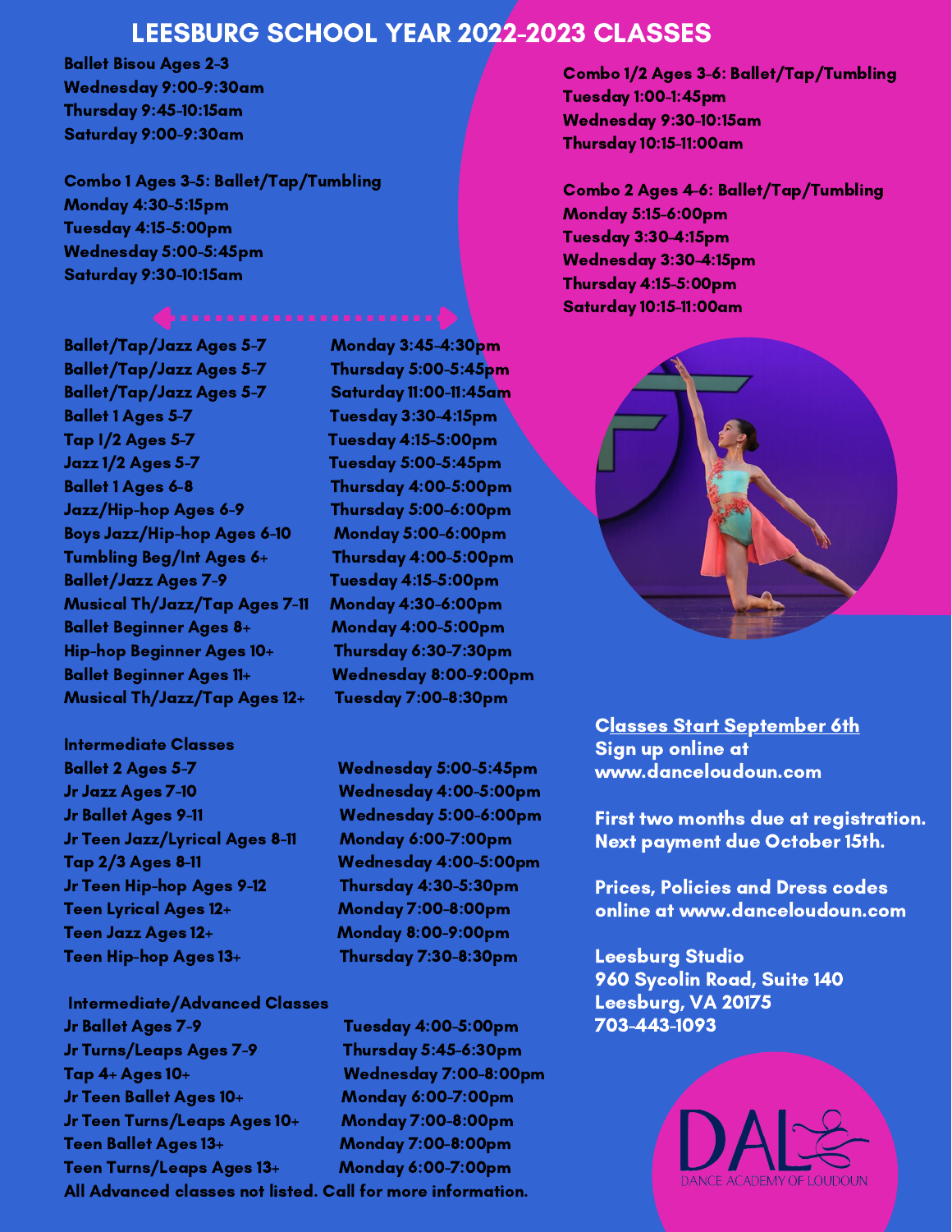# LEESBURG SCHOOL YEAR 2022-2023 CLASSES

**Ballet Bisou Ages 2-3**
Wednesday 9:00-9:30am
Thursday 9:45-10:15am
Saturday 9:00-9:30am

**Combo 1 Ages 3-5: Ballet/Tap/Tumbling**
Monday 4:30-5:15pm
Tuesday 4:15-5:00pm
Wednesday 5:00-5:45pm
Saturday 9:30-10:15am

**Combo 1/2 Ages 3-6: Ballet/Tap/Tumbling**
Tuesday 1:00-1:45pm
Wednesday 9:30-10:15am
Thursday 10:15-11:00am

**Combo 2 Ages 4-6: Ballet/Tap/Tumbling**
Monday 5:15-6:00pm
Tuesday 3:30-4:15pm
Wednesday 3:30-4:15pm
Thursday 4:15-5:00pm
Saturday 10:15-11:00am

| Class | Time |
|---|---|
| Ballet/Tap/Jazz Ages 5-7 | Monday 3:45-4:30pm |
| Ballet/Tap/Jazz Ages 5-7 | Thursday 5:00-5:45pm |
| Ballet/Tap/Jazz Ages 5-7 | Saturday 11:00-11:45am |
| Ballet 1 Ages 5-7 | Tuesday 3:30-4:15pm |
| Tap 1/2 Ages 5-7 | Tuesday 4:15-5:00pm |
| Jazz 1/2 Ages 5-7 | Tuesday 5:00-5:45pm |
| Ballet 1 Ages 6-8 | Thursday 4:00-5:00pm |
| Jazz/Hip-hop Ages 6-9 | Thursday 5:00-6:00pm |
| Boys Jazz/Hip-hop Ages 6-10 | Monday 5:00-6:00pm |
| Tumbling Beg/Int Ages 6+ | Thursday 4:00-5:00pm |
| Ballet/Jazz Ages 7-9 | Tuesday 4:15-5:00pm |
| Musical Th/Jazz/Tap Ages 7-11 | Monday 4:30-6:00pm |
| Ballet Beginner Ages 8+ | Monday 4:00-5:00pm |
| Hip-hop Beginner Ages 10+ | Thursday 6:30-7:30pm |
| Ballet Beginner Ages 11+ | Wednesday 8:00-9:00pm |
| Musical Th/Jazz/Tap Ages 12+ | Tuesday 7:00-8:30pm |

**Intermediate Classes**

| Class | Time |
|---|---|
| Ballet 2 Ages 5-7 | Wednesday 5:00-5:45pm |
| Jr Jazz Ages 7-10 | Wednesday 4:00-5:00pm |
| Jr Ballet Ages 9-11 | Wednesday 5:00-6:00pm |
| Jr Teen Jazz/Lyrical Ages 8-11 | Monday 6:00-7:00pm |
| Tap 2/3 Ages 8-11 | Wednesday 4:00-5:00pm |
| Jr Teen Hip-hop Ages 9-12 | Thursday 4:30-5:30pm |
| Teen Lyrical Ages 12+ | Monday 7:00-8:00pm |
| Teen Jazz Ages 12+ | Monday 8:00-9:00pm |
| Teen Hip-hop Ages 13+ | Thursday 7:30-8:30pm |

**Intermediate/Advanced Classes**

| Class | Time |
|---|---|
| Jr Ballet Ages 7-9 | Tuesday 4:00-5:00pm |
| Jr Turns/Leaps Ages 7-9 | Thursday 5:45-6:30pm |
| Tap 4+ Ages 10+ | Wednesday 7:00-8:00pm |
| Jr Teen Ballet Ages 10+ | Monday 6:00-7:00pm |
| Jr Teen Turns/Leaps Ages 10+ | Monday 7:00-8:00pm |
| Teen Ballet Ages 13+ | Monday 7:00-8:00pm |
| Teen Turns/Leaps Ages 13+ | Monday 6:00-7:00pm |

All Advanced classes not listed. Call for more information.

**Classes Start September 6th**
Sign up online at www.danceloudoun.com

First two months due at registration.
Next payment due October 15th.

Prices, Policies and Dress codes online at www.danceloudoun.com

Leesburg Studio
960 Sycolin Road, Suite 140
Leesburg, VA 20175
703-443-1093

DAL
DANCE ACADEMY OF LOUDOUN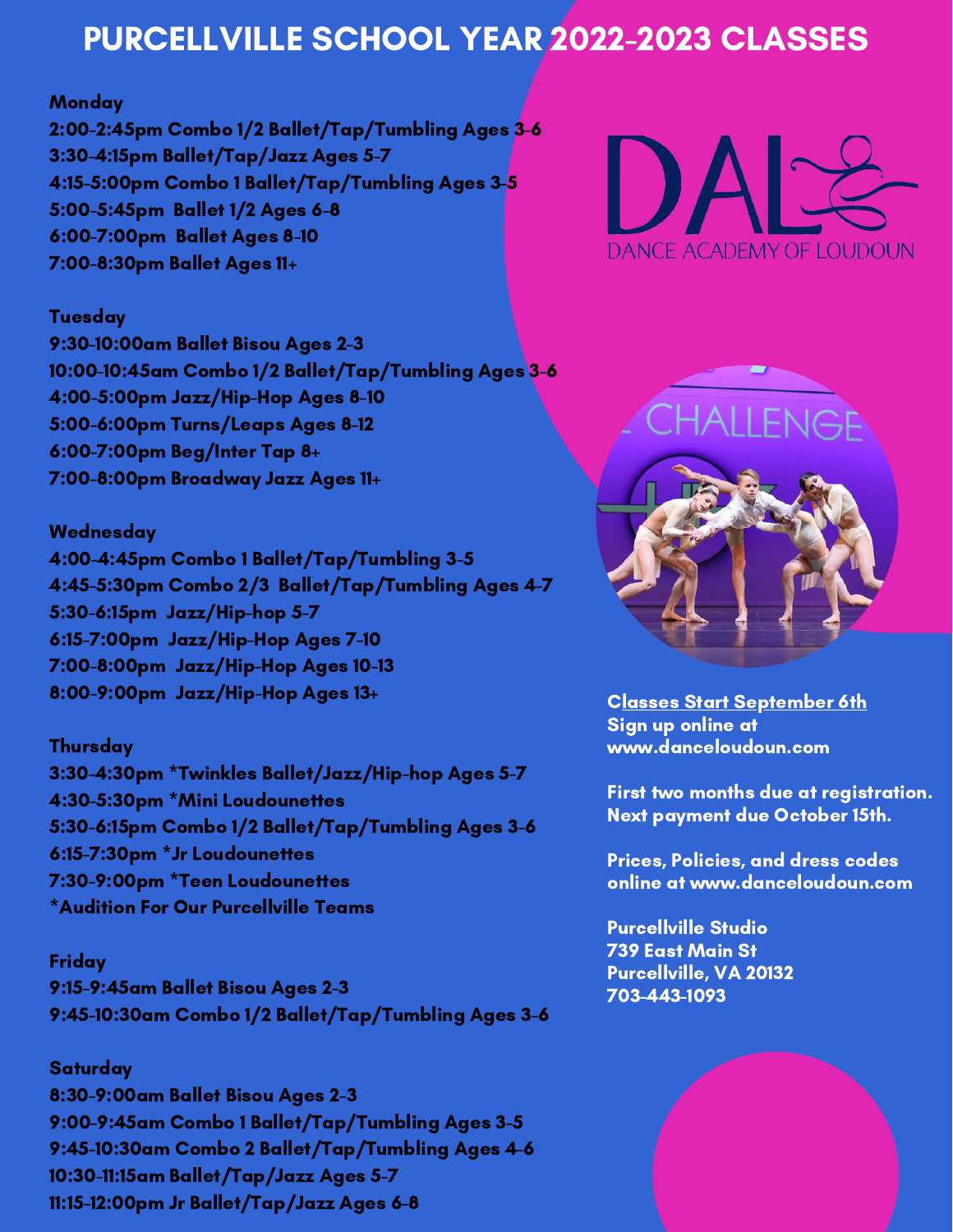# PURCELLVILLE SCHOOL YEAR 2022-2023 CLASSES

**Monday**

**2:00-2:45pm Combo 1/2 Ballet/Tap/Tumbling Ages 3-6**
**3:30-4:15pm Ballet/Tap/Jazz Ages 5-7**
**4:15-5:00pm Combo 1 Ballet/Tap/Tumbling Ages 3-5**
**5:00-5:45pm Ballet 1/2 Ages 6-8**
**6:00-7:00pm Ballet Ages 8-10**
**7:00-8:30pm Ballet Ages 11+**

**Tuesday**

**9:30-10:00am Ballet Bisou Ages 2-3**
**10:00-10:45am Combo 1/2 Ballet/Tap/Tumbling Ages 3-6**
**4:00-5:00pm Jazz/Hip-Hop Ages 8-10**
**5:00-6:00pm Turns/Leaps Ages 8-12**
**6:00-7:00pm Beg/Inter Tap 8+**
**7:00-8:00pm Broadway Jazz Ages 11+**

**Wednesday**

**4:00-4:45pm Combo 1 Ballet/Tap/Tumbling 3-5**
**4:45-5:30pm Combo 2/3 Ballet/Tap/Tumbling Ages 4-7**
**5:30-6:15pm Jazz/Hip-hop 5-7**
**6:15-7:00pm Jazz/Hip-Hop Ages 7-10**
**7:00-8:00pm Jazz/Hip-Hop Ages 10-13**
**8:00-9:00pm Jazz/Hip-Hop Ages 13+**

**Thursday**

**3:30-4:30pm *Twinkles Ballet/Jazz/Hip-hop Ages 5-7**
**4:30-5:30pm *Mini Loudounettes**
**5:30-6:15pm Combo 1/2 Ballet/Tap/Tumbling Ages 3-6**
**6:15-7:30pm *Jr Loudounettes**
**7:30-9:00pm *Teen Loudounettes**
***Audition For Our Purcellville Teams**

**Friday**

**9:15-9:45am Ballet Bisou Ages 2-3**
**9:45-10:30am Combo 1/2 Ballet/Tap/Tumbling Ages 3-6**

**Saturday**

**8:30-9:00am Ballet Bisou Ages 2-3**
**9:00-9:45am Combo 1 Ballet/Tap/Tumbling Ages 3-5**
**9:45-10:30am Combo 2 Ballet/Tap/Tumbling Ages 4-6**
**10:30-11:15am Ballet/Tap/Jazz Ages 5-7**
**11:15-12:00pm Jr Ballet/Tap/Jazz Ages 6-8**

DAL
DANCE ACADEMY OF LOUDOUN

**Classes Start September 6th**
**Sign up online at www.danceloudoun.com**

**First two months due at registration. Next payment due October 15th.**

**Prices, Policies, and dress codes online at www.danceloudoun.com**

**Purcellville Studio**
**739 East Main St**
**Purcellville, VA 20132**
**703-443-1093**